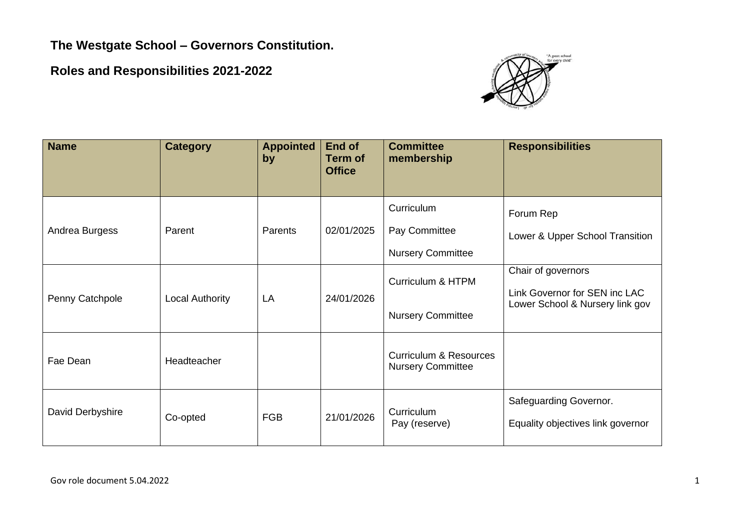# The Westgate School – Governors Constitution.

## Roles and Responsibilities 2021-2022

| Name | Category | Appointed by | End of Term of Office | Committee membership | Responsibilities |
|---|---|---|---|---|---|
| Andrea Burgess | Parent | Parents | 02/01/2025 | Curriculum<br>Pay Committee<br>Nursery Committee | Forum Rep<br>Lower & Upper School Transition |
| Penny Catchpole | Local Authority | LA | 24/01/2026 | Curriculum & HTPM<br>Nursery Committee | Chair of governors<br>Link Governor for SEN inc LAC<br>Lower School & Nursery link gov |
| Fae Dean | Headteacher | | | Curriculum & Resources<br>Nursery Committee | |
| David Derbyshire | Co-opted | FGB | 21/01/2026 | Curriculum<br>Pay (reserve) | Safeguarding Governor.<br>Equality objectives link governor |

Gov role document 5.04.2022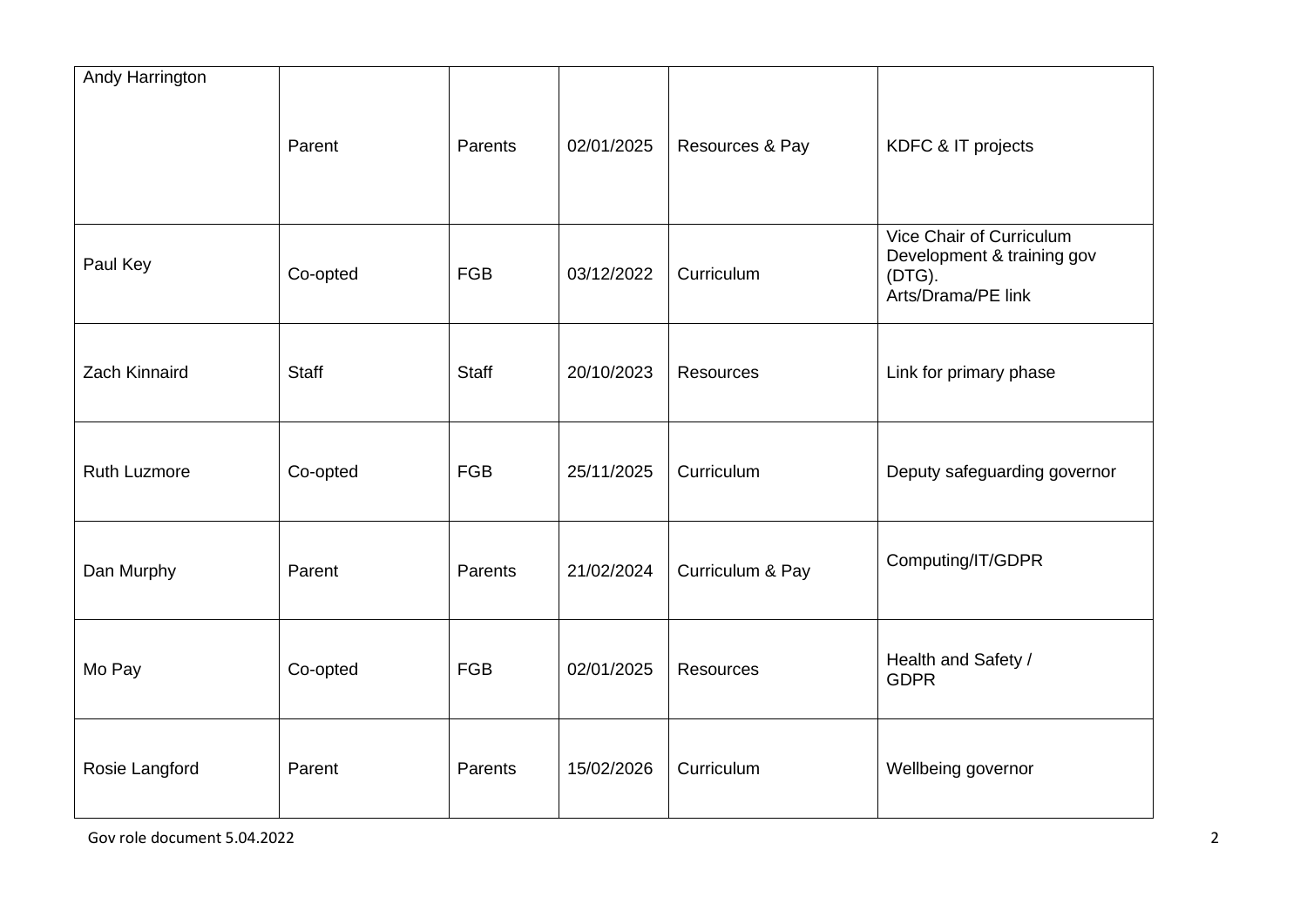| Andy Harrington | Parent | Parents | 02/01/2025 | Resources & Pay | KDFC & IT projects |
| --- | --- | --- | --- | --- | --- |
| Paul Key | Co-opted | FGB | 03/12/2022 | Curriculum | Vice Chair of Curriculum Development & training gov (DTG). Arts/Drama/PE link |
| Zach Kinnaird | Staff | Staff | 20/10/2023 | Resources | Link for primary phase |
| Ruth Luzmore | Co-opted | FGB | 25/11/2025 | Curriculum | Deputy safeguarding governor |
| Dan Murphy | Parent | Parents | 21/02/2024 | Curriculum & Pay | Computing/IT/GDPR |
| Mo Pay | Co-opted | FGB | 02/01/2025 | Resources | Health and Safety / GDPR |
| Rosie Langford | Parent | Parents | 15/02/2026 | Curriculum | Wellbeing governor |

Gov role document 5.04.2022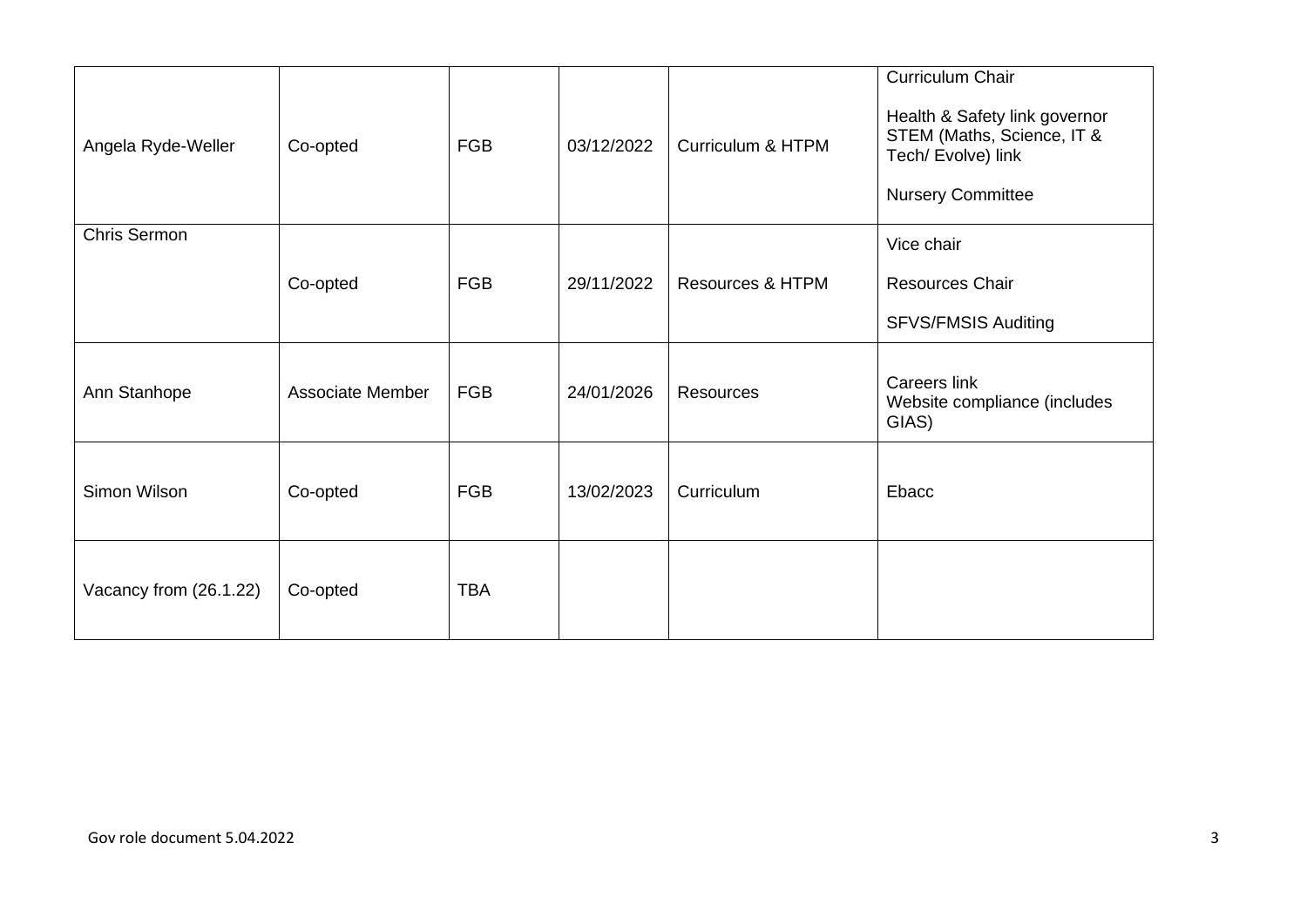| | | | | | |
|---|---|---|---|---|---|
| Angela Ryde-Weller | Co-opted | FGB | 03/12/2022 | Curriculum & HTPM | Curriculum Chair<br><br>Health & Safety link governor<br>STEM (Maths, Science, IT & Tech/ Evolve) link<br><br>Nursery Committee |
| Chris Sermon | Co-opted | FGB | 29/11/2022 | Resources & HTPM | Vice chair<br><br>Resources Chair<br><br>SFVS/FMSIS Auditing |
| Ann Stanhope | Associate Member | FGB | 24/01/2026 | Resources | Careers link<br>Website compliance (includes GIAS) |
| Simon Wilson | Co-opted | FGB | 13/02/2023 | Curriculum | Ebacc |
| Vacancy from (26.1.22) | Co-opted | TBA | | | |

Gov role document 5.04.2022